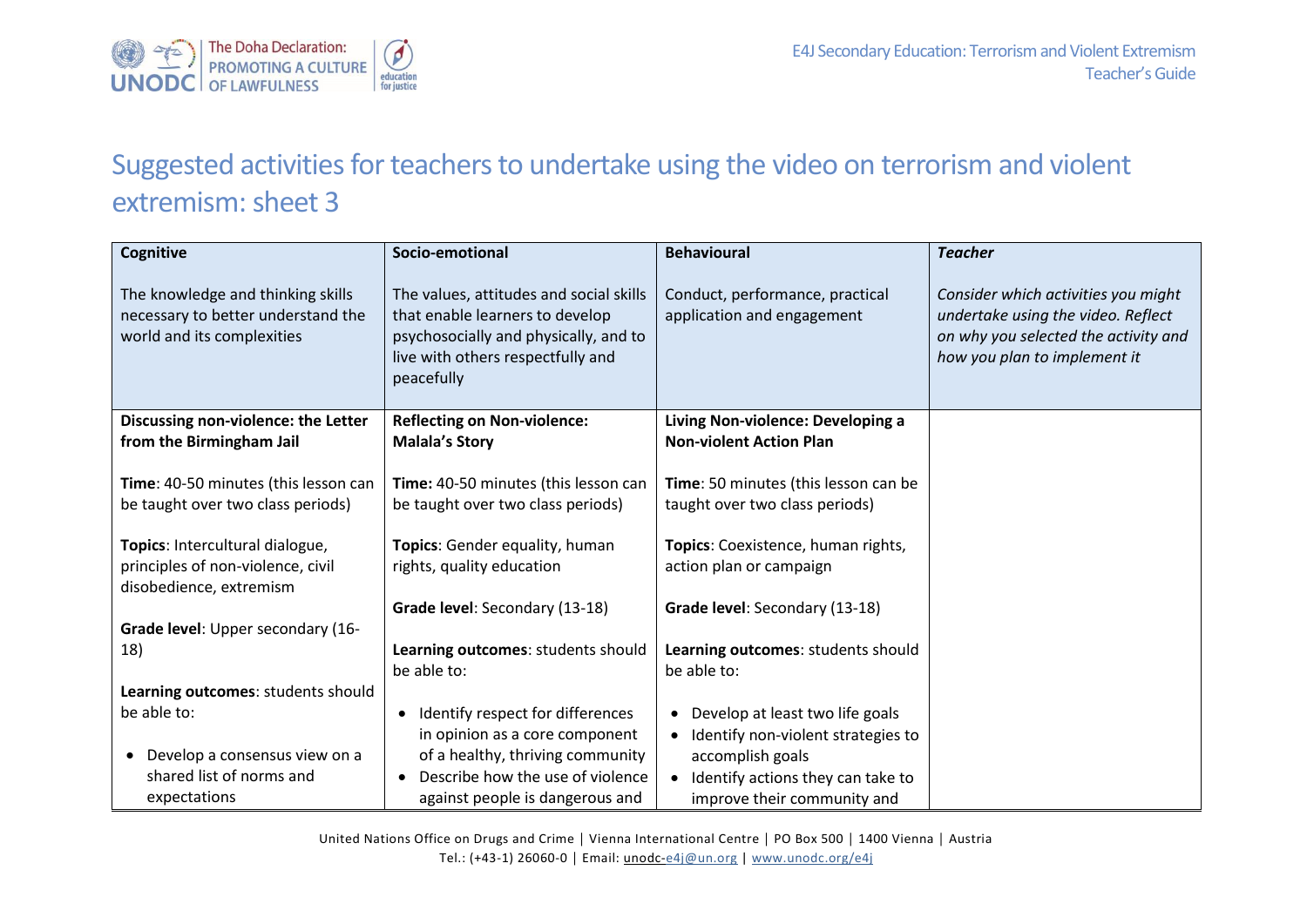# Suggested activities for teachers to undertake using the video on terrorism and violent extremism: sheet 3

| **Cognitive**<br><br>The knowledge and thinking skills necessary to better understand the world and its complexities | **Socio-emotional**<br><br>The values, attitudes and social skills that enable learners to develop psychosocially and physically, and to live with others respectfully and peacefully | **Behavioural**<br><br>Conduct, performance, practical application and engagement | ***Teacher***<br><br>*Consider which activities you might undertake using the video. Reflect on why you selected the activity and how you plan to implement it* |
|---|---|---|---|
| **Discussing non-violence: the Letter from the Birmingham Jail**<br><br>**Time**: 40-50 minutes (this lesson can be taught over two class periods)<br><br>**Topics**: Intercultural dialogue, principles of non-violence, civil disobedience, extremism<br><br>**Grade level**: Upper secondary (16-18)<br><br>**Learning outcomes**: students should be able to:<br><br>• Develop a consensus view on a shared list of norms and expectations | **Reflecting on Non-violence: Malala's Story**<br><br>**Time:** 40-50 minutes (this lesson can be taught over two class periods)<br><br>**Topics**: Gender equality, human rights, quality education<br><br>**Grade level**: Secondary (13-18)<br><br>**Learning outcomes**: students should be able to:<br><br>• Identify respect for differences in opinion as a core component of a healthy, thriving community<br>• Describe how the use of violence against people is dangerous and | **Living Non-violence: Developing a Non-violent Action Plan**<br><br>**Time**: 50 minutes (this lesson can be taught over two class periods)<br><br>**Topics**: Coexistence, human rights, action plan or campaign<br><br>**Grade level**: Secondary (13-18)<br><br>**Learning outcomes**: students should be able to:<br><br>• Develop at least two life goals<br>• Identify non-violent strategies to accomplish goals<br>• Identify actions they can take to improve their community and | |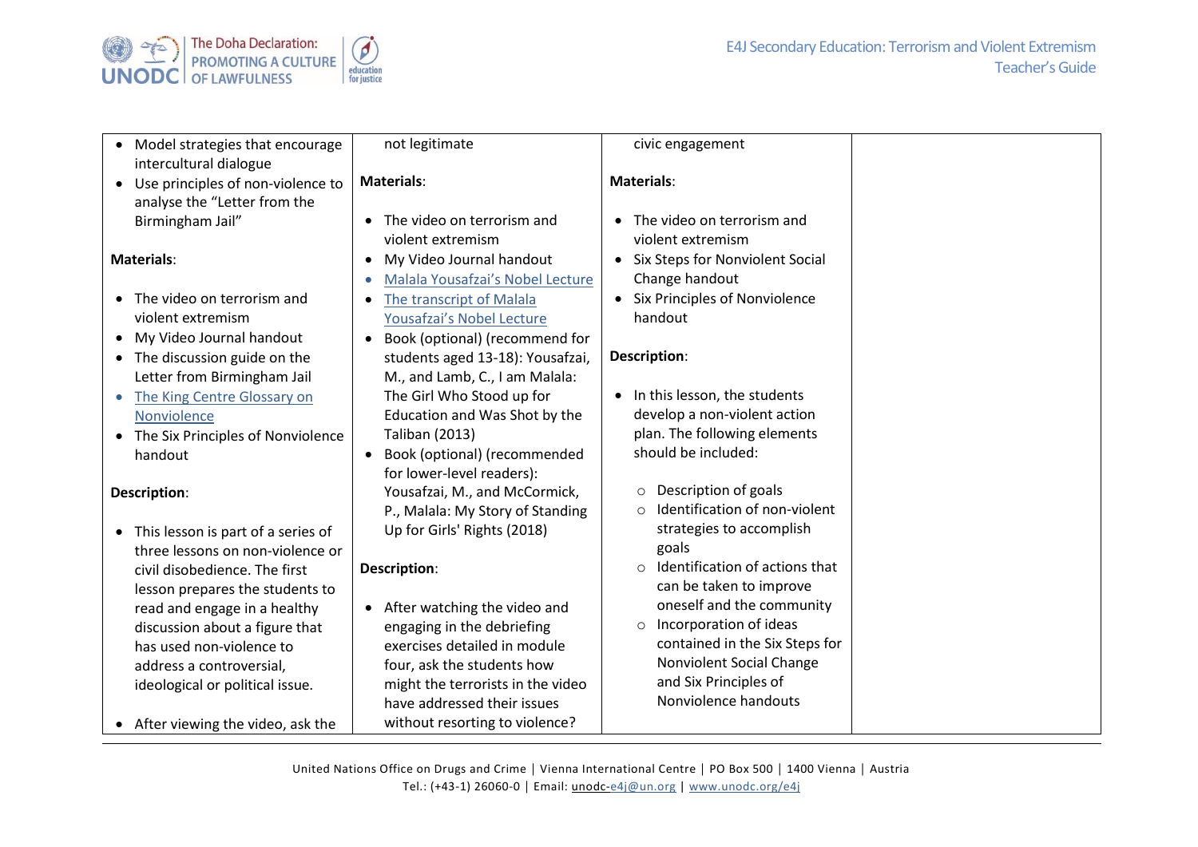| | | | |
|---|---|---|---|
| • Model strategies that encourage intercultural dialogue<br>• Use principles of non-violence to analyse the "Letter from the Birmingham Jail"<br><br>**Materials**:<br><br>• The video on terrorism and violent extremism<br>• My Video Journal handout<br>• The discussion guide on the Letter from Birmingham Jail<br>• The King Centre Glossary on Nonviolence<br>• The Six Principles of Nonviolence handout<br><br>**Description**:<br><br>• This lesson is part of a series of three lessons on non-violence or civil disobedience. The first lesson prepares the students to read and engage in a healthy discussion about a figure that has used non-violence to address a controversial, ideological or political issue.<br><br>• After viewing the video, ask the | not legitimate<br><br>**Materials**:<br><br>• The video on terrorism and violent extremism<br>• My Video Journal handout<br>• Malala Yousafzai's Nobel Lecture<br>• The transcript of Malala Yousafzai's Nobel Lecture<br>• Book (optional) (recommend for students aged 13-18): Yousafzai, M., and Lamb, C., I am Malala: The Girl Who Stood up for Education and Was Shot by the Taliban (2013)<br>• Book (optional) (recommended for lower-level readers): Yousafzai, M., and McCormick, P., Malala: My Story of Standing Up for Girls' Rights (2018)<br><br>**Description**:<br><br>• After watching the video and engaging in the debriefing exercises detailed in module four, ask the students how might the terrorists in the video have addressed their issues without resorting to violence? | civic engagement<br><br>**Materials**:<br><br>• The video on terrorism and violent extremism<br>• Six Steps for Nonviolent Social Change handout<br>• Six Principles of Nonviolence handout<br><br>**Description**:<br><br>• In this lesson, the students develop a non-violent action plan. The following elements should be included:<br><br>  ○ Description of goals<br>  ○ Identification of non-violent strategies to accomplish goals<br>  ○ Identification of actions that can be taken to improve oneself and the community<br>  ○ Incorporation of ideas contained in the Six Steps for Nonviolent Social Change and Six Principles of Nonviolence handouts | |

United Nations Office on Drugs and Crime | Vienna International Centre | PO Box 500 | 1400 Vienna | Austria
Tel.: (+43-1) 26060-0 | Email: unodc-e4j@un.org | www.unodc.org/e4j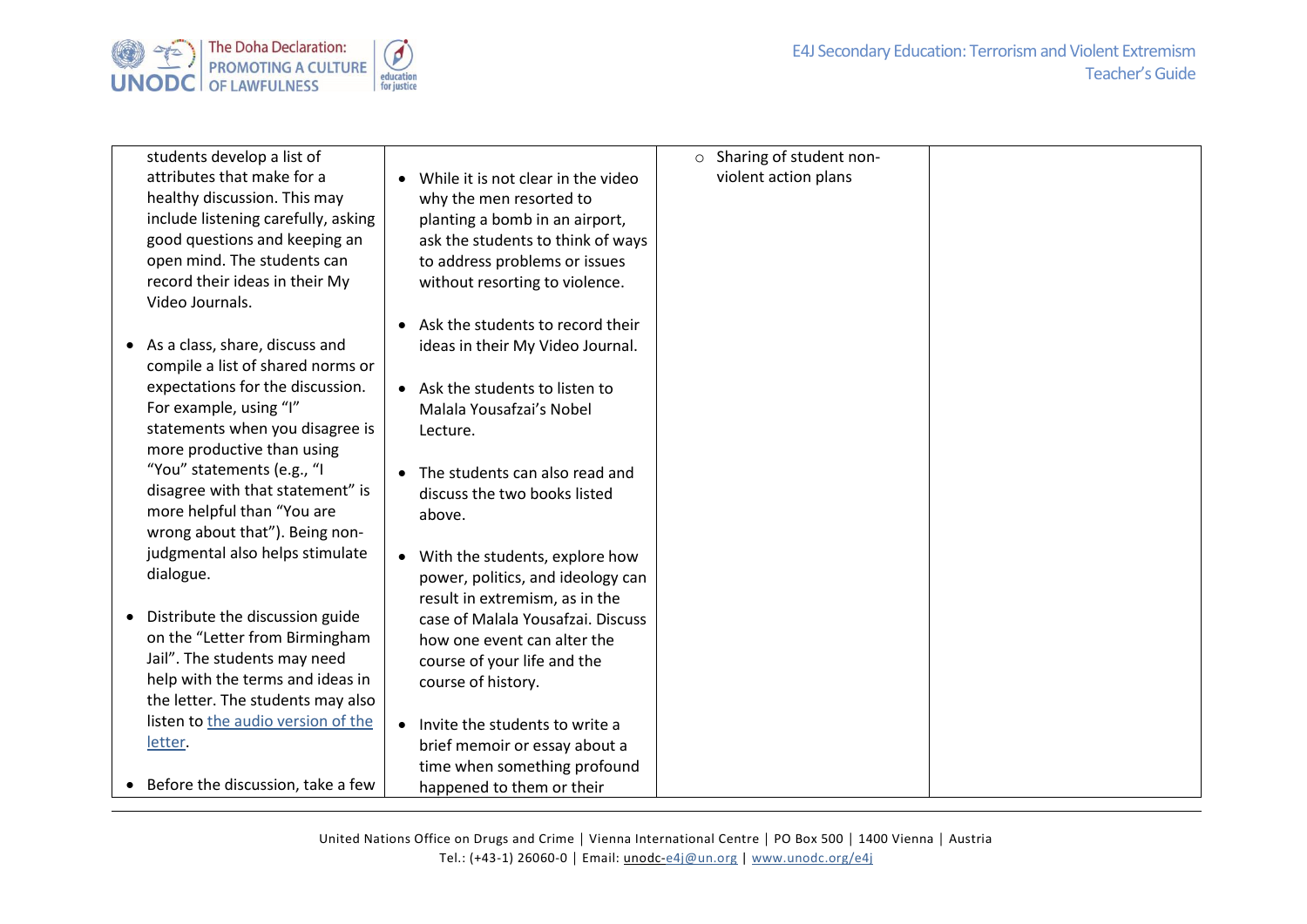| | | | |
|---|---|---|---|
| students develop a list of attributes that make for a healthy discussion. This may include listening carefully, asking good questions and keeping an open mind. The students can record their ideas in their My Video Journals.<br><br>• As a class, share, discuss and compile a list of shared norms or expectations for the discussion. For example, using "I" statements when you disagree is more productive than using "You" statements (e.g., "I disagree with that statement" is more helpful than "You are wrong about that"). Being non-judgmental also helps stimulate dialogue.<br><br>• Distribute the discussion guide on the "Letter from Birmingham Jail". The students may need help with the terms and ideas in the letter. The students may also listen to [the audio version of the letter]().<br><br>• Before the discussion, take a few | • While it is not clear in the video why the men resorted to planting a bomb in an airport, ask the students to think of ways to address problems or issues without resorting to violence.<br><br>• Ask the students to record their ideas in their My Video Journal.<br><br>• Ask the students to listen to Malala Yousafzai's Nobel Lecture.<br><br>• The students can also read and discuss the two books listed above.<br><br>• With the students, explore how power, politics, and ideology can result in extremism, as in the case of Malala Yousafzai. Discuss how one event can alter the course of your life and the course of history.<br><br>• Invite the students to write a brief memoir or essay about a time when something profound happened to them or their | ○ Sharing of student non-violent action plans | |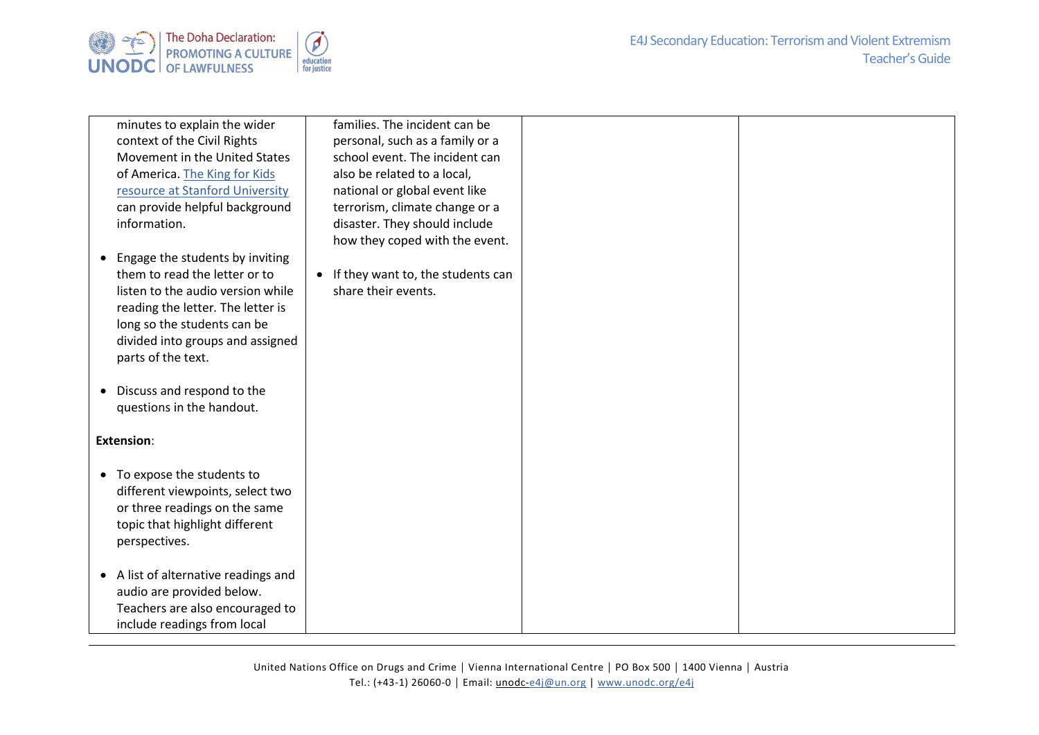| | | | |
|---|---|---|---|
| minutes to explain the wider context of the Civil Rights Movement in the United States of America. [The King for Kids resource at Stanford University]() can provide helpful background information.<br><br>• Engage the students by inviting them to read the letter or to listen to the audio version while reading the letter. The letter is long so the students can be divided into groups and assigned parts of the text.<br><br>• Discuss and respond to the questions in the handout.<br><br>**Extension**:<br><br>• To expose the students to different viewpoints, select two or three readings on the same topic that highlight different perspectives.<br><br>• A list of alternative readings and audio are provided below. Teachers are also encouraged to include readings from local | families. The incident can be personal, such as a family or a school event. The incident can also be related to a local, national or global event like terrorism, climate change or a disaster. They should include how they coped with the event.<br><br>• If they want to, the students can share their events. | | |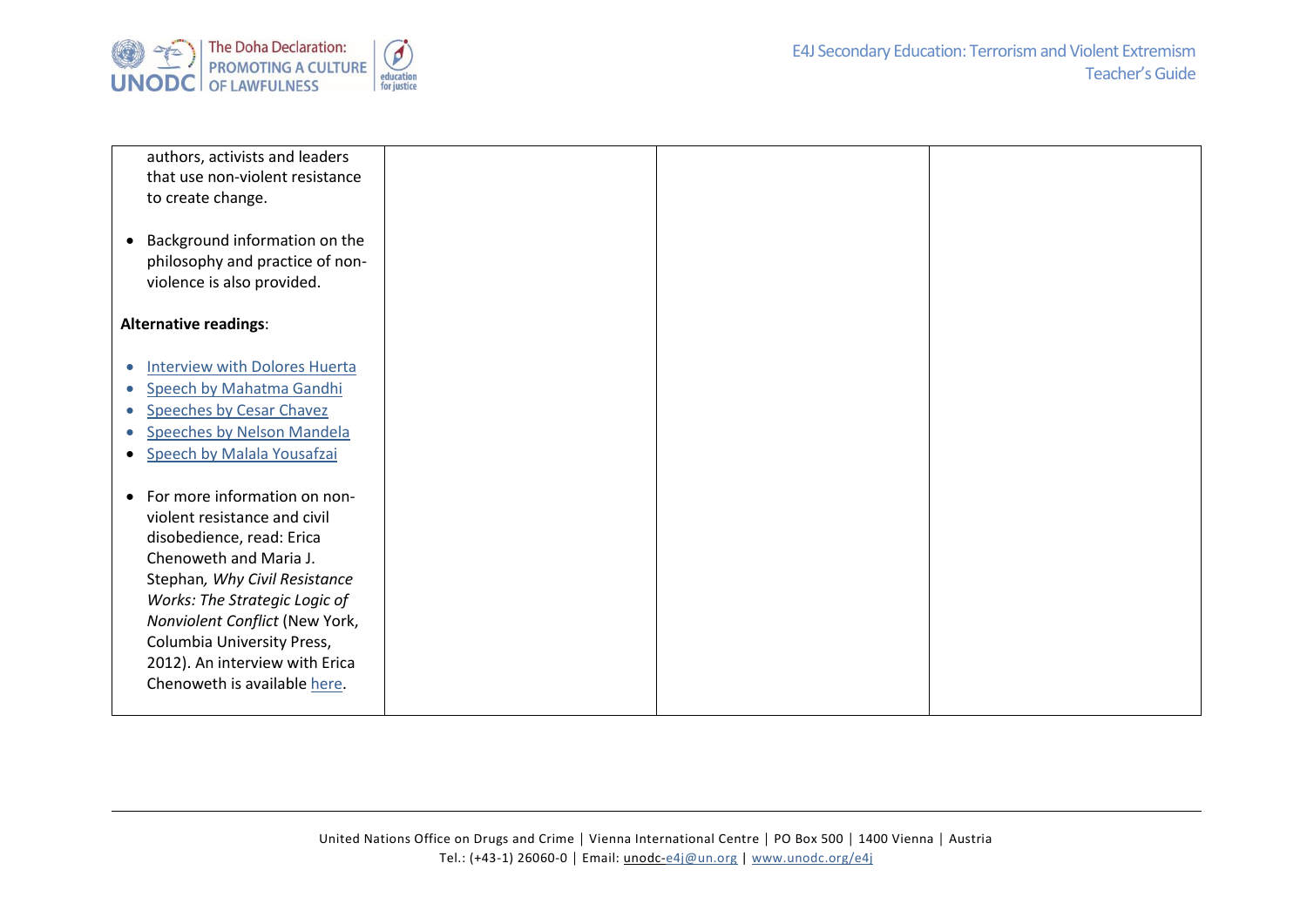| | | | |
|---|---|---|---|
| authors, activists and leaders that use non-violent resistance to create change.<br><br>• Background information on the philosophy and practice of non-violence is also provided.<br><br>**Alternative readings**:<br><br>• Interview with Dolores Huerta<br>• Speech by Mahatma Gandhi<br>• Speeches by Cesar Chavez<br>• Speeches by Nelson Mandela<br>• Speech by Malala Yousafzai<br><br>• For more information on non-violent resistance and civil disobedience, read: Erica Chenoweth and Maria J. Stephan*, Why Civil Resistance Works: The Strategic Logic of Nonviolent Conflict* (New York, Columbia University Press, 2012). An interview with Erica Chenoweth is available here. | | | |